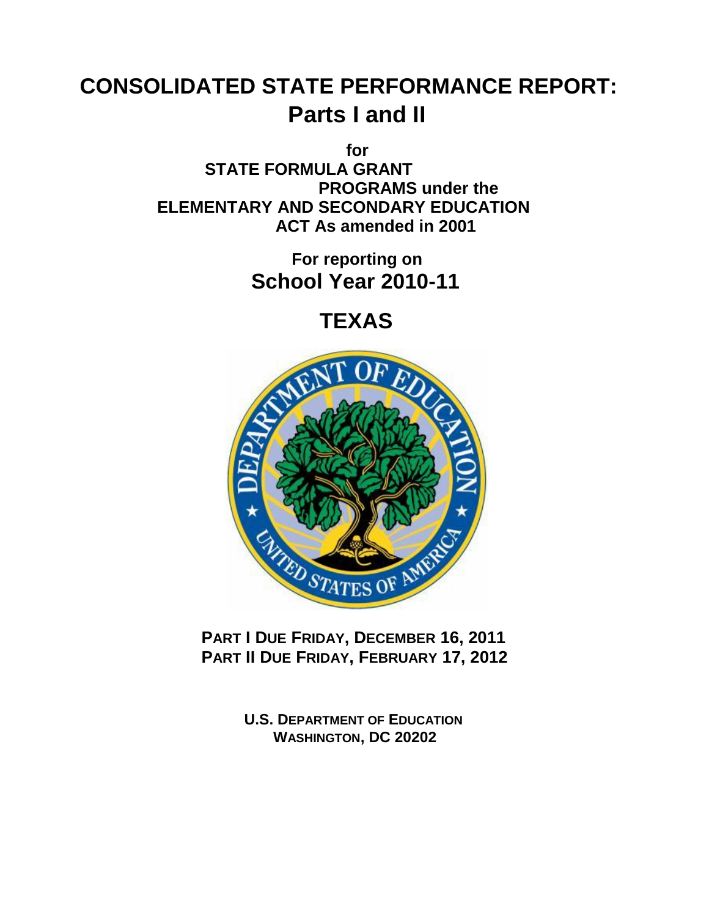# CONSOLIDATED STATE PERFORMANCE REPORT: Parts I and II

**for**
**STATE FORMULA GRANT PROGRAMS under the ELEMENTARY AND SECONDARY EDUCATION ACT As amended in 2001**

**For reporting on**
## School Year 2010-11

## TEXAS

**PART I DUE FRIDAY, DECEMBER 16, 2011**
**PART II DUE FRIDAY, FEBRUARY 17, 2012**

**U.S. DEPARTMENT OF EDUCATION**
**WASHINGTON, DC 20202**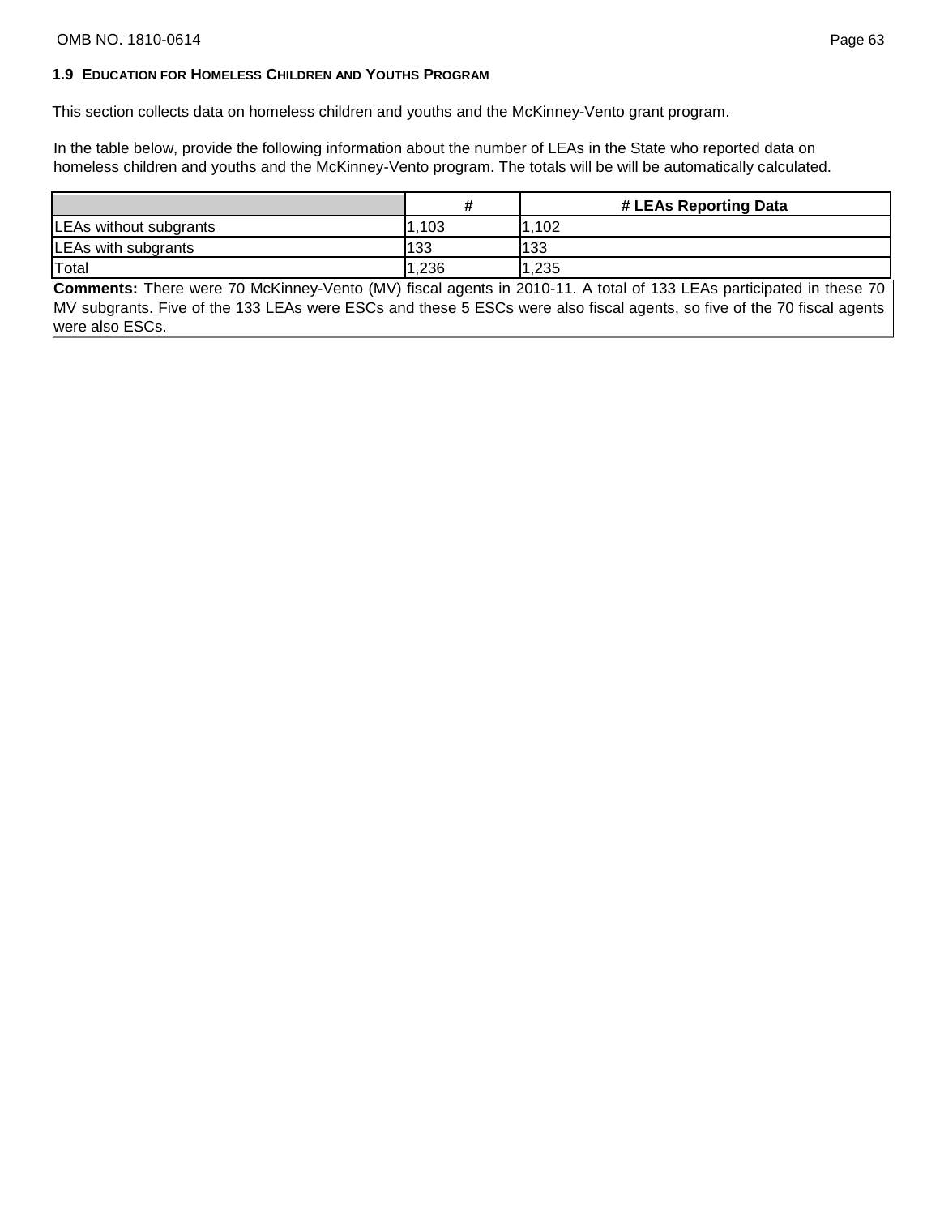### 1.9 Education for Homeless Children and Youths Program

This section collects data on homeless children and youths and the McKinney-Vento grant program.

In the table below, provide the following information about the number of LEAs in the State who reported data on homeless children and youths and the McKinney-Vento program. The totals will be will be automatically calculated.

| | # | # LEAs Reporting Data |
|---|---|---|
| LEAs without subgrants | 1,103 | 1,102 |
| LEAs with subgrants | 133 | 133 |
| Total | 1,236 | 1,235 |

**Comments:** There were 70 McKinney-Vento (MV) fiscal agents in 2010-11. A total of 133 LEAs participated in these 70 MV subgrants. Five of the 133 LEAs were ESCs and these 5 ESCs were also fiscal agents, so five of the 70 fiscal agents were also ESCs.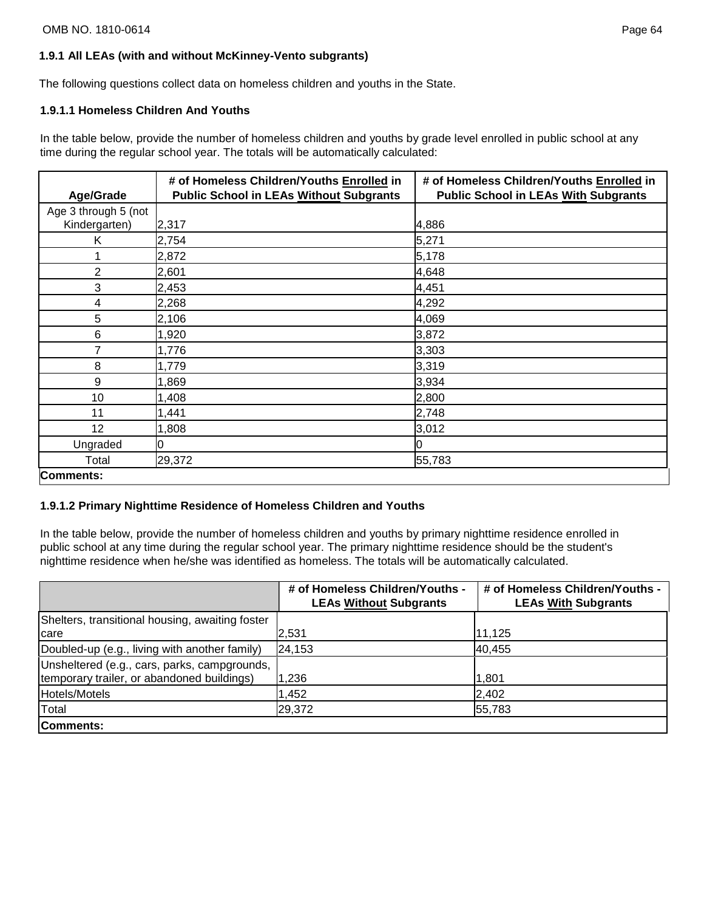### 1.9.1 All LEAs (with and without McKinney-Vento subgrants)

The following questions collect data on homeless children and youths in the State.

#### 1.9.1.1 Homeless Children And Youths

In the table below, provide the number of homeless children and youths by grade level enrolled in public school at any time during the regular school year. The totals will be automatically calculated:

| Age/Grade | # of Homeless Children/Youths Enrolled in Public School in LEAs Without Subgrants | # of Homeless Children/Youths Enrolled in Public School in LEAs With Subgrants |
|---|---|---|
| Age 3 through 5 (not Kindergarten) | 2,317 | 4,886 |
| K | 2,754 | 5,271 |
| 1 | 2,872 | 5,178 |
| 2 | 2,601 | 4,648 |
| 3 | 2,453 | 4,451 |
| 4 | 2,268 | 4,292 |
| 5 | 2,106 | 4,069 |
| 6 | 1,920 | 3,872 |
| 7 | 1,776 | 3,303 |
| 8 | 1,779 | 3,319 |
| 9 | 1,869 | 3,934 |
| 10 | 1,408 | 2,800 |
| 11 | 1,441 | 2,748 |
| 12 | 1,808 | 3,012 |
| Ungraded | 0 | 0 |
| Total | 29,372 | 55,783 |
| **Comments:** | | |

#### 1.9.1.2 Primary Nighttime Residence of Homeless Children and Youths

In the table below, provide the number of homeless children and youths by primary nighttime residence enrolled in public school at any time during the regular school year. The primary nighttime residence should be the student's nighttime residence when he/she was identified as homeless. The totals will be automatically calculated.

| | # of Homeless Children/Youths - LEAs Without Subgrants | # of Homeless Children/Youths - LEAs With Subgrants |
|---|---|---|
| Shelters, transitional housing, awaiting foster care | 2,531 | 11,125 |
| Doubled-up (e.g., living with another family) | 24,153 | 40,455 |
| Unsheltered (e.g., cars, parks, campgrounds, temporary trailer, or abandoned buildings) | 1,236 | 1,801 |
| Hotels/Motels | 1,452 | 2,402 |
| Total | 29,372 | 55,783 |
| **Comments:** | | |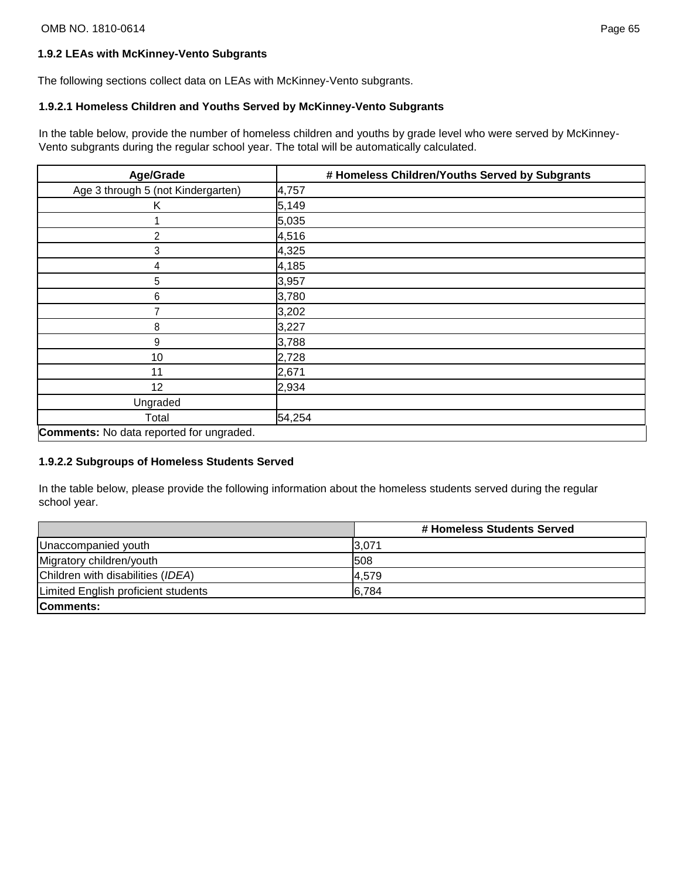### 1.9.2 LEAs with McKinney-Vento Subgrants

The following sections collect data on LEAs with McKinney-Vento subgrants.

#### 1.9.2.1 Homeless Children and Youths Served by McKinney-Vento Subgrants

In the table below, provide the number of homeless children and youths by grade level who were served by McKinney-Vento subgrants during the regular school year. The total will be automatically calculated.

| Age/Grade | # Homeless Children/Youths Served by Subgrants |
|---|---|
| Age 3 through 5 (not Kindergarten) | 4,757 |
| K | 5,149 |
| 1 | 5,035 |
| 2 | 4,516 |
| 3 | 4,325 |
| 4 | 4,185 |
| 5 | 3,957 |
| 6 | 3,780 |
| 7 | 3,202 |
| 8 | 3,227 |
| 9 | 3,788 |
| 10 | 2,728 |
| 11 | 2,671 |
| 12 | 2,934 |
| Ungraded | |
| Total | 54,254 |

**Comments:** No data reported for ungraded.

#### 1.9.2.2 Subgroups of Homeless Students Served

In the table below, please provide the following information about the homeless students served during the regular school year.

| | # Homeless Students Served |
|---|---|
| Unaccompanied youth | 3,071 |
| Migratory children/youth | 508 |
| Children with disabilities (*IDEA*) | 4,579 |
| Limited English proficient students | 6,784 |

**Comments:**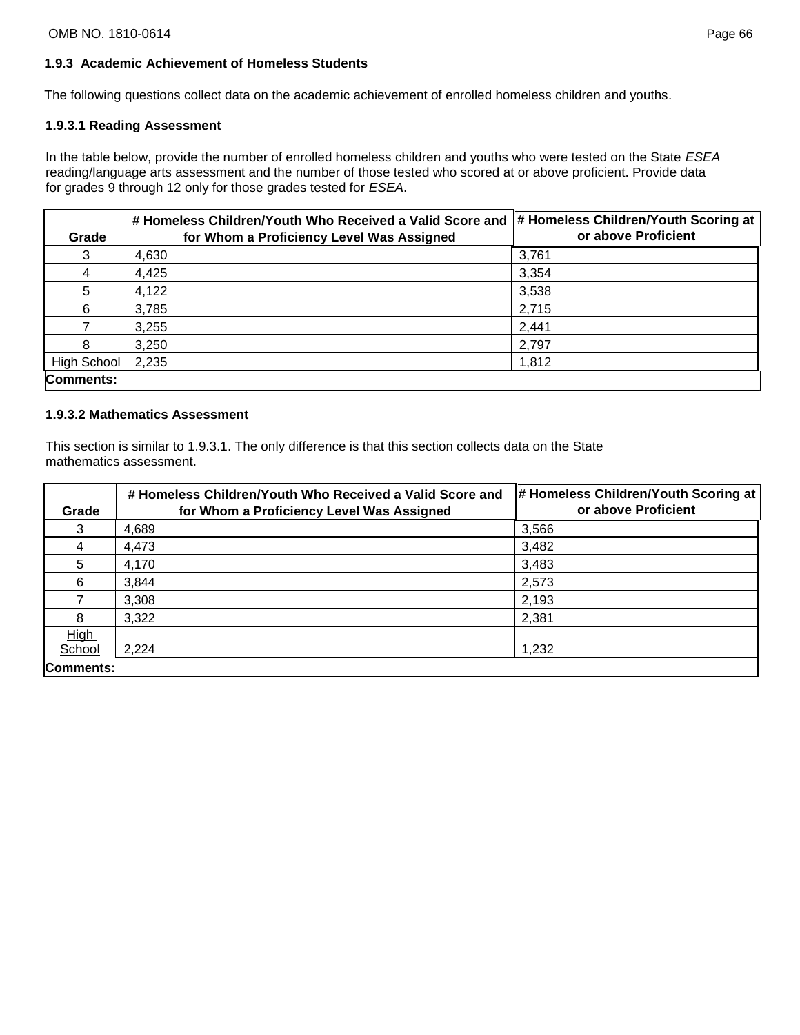### 1.9.3 Academic Achievement of Homeless Students

The following questions collect data on the academic achievement of enrolled homeless children and youths.

#### 1.9.3.1 Reading Assessment

In the table below, provide the number of enrolled homeless children and youths who were tested on the State *ESEA* reading/language arts assessment and the number of those tested who scored at or above proficient. Provide data for grades 9 through 12 only for those grades tested for *ESEA*.

| Grade | # Homeless Children/Youth Who Received a Valid Score and for Whom a Proficiency Level Was Assigned | # Homeless Children/Youth Scoring at or above Proficient |
|---|---|---|
| 3 | 4,630 | 3,761 |
| 4 | 4,425 | 3,354 |
| 5 | 4,122 | 3,538 |
| 6 | 3,785 | 2,715 |
| 7 | 3,255 | 2,441 |
| 8 | 3,250 | 2,797 |
| High School | 2,235 | 1,812 |
| **Comments:** | | |

#### 1.9.3.2 Mathematics Assessment

This section is similar to 1.9.3.1. The only difference is that this section collects data on the State mathematics assessment.

| Grade | # Homeless Children/Youth Who Received a Valid Score and for Whom a Proficiency Level Was Assigned | # Homeless Children/Youth Scoring at or above Proficient |
|---|---|---|
| 3 | 4,689 | 3,566 |
| 4 | 4,473 | 3,482 |
| 5 | 4,170 | 3,483 |
| 6 | 3,844 | 2,573 |
| 7 | 3,308 | 2,193 |
| 8 | 3,322 | 2,381 |
| High School | 2,224 | 1,232 |
| **Comments:** | | |